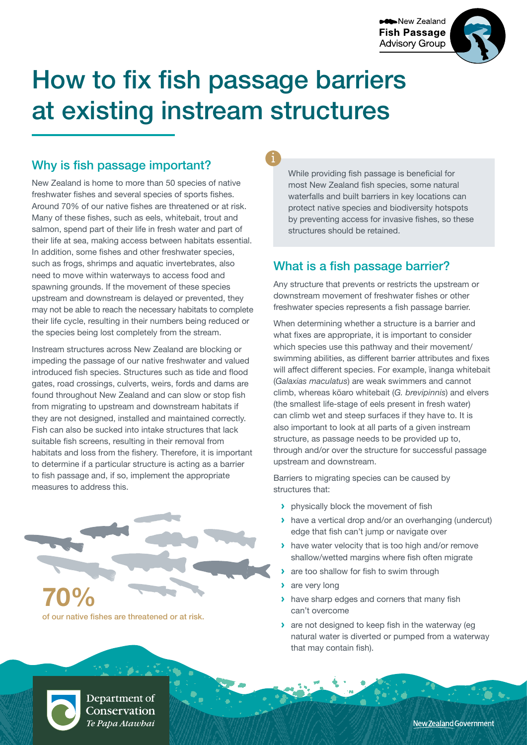# How to fix fish passage barriers at existing instream structures

## Why is fish passage important?

New Zealand is home to more than 50 species of native freshwater fishes and several species of sports fishes. Around 70% of our native fishes are threatened or at risk. Many of these fishes, such as eels, whitebait, trout and salmon, spend part of their life in fresh water and part of their life at sea, making access between habitats essential. In addition, some fishes and other freshwater species, such as frogs, shrimps and aquatic invertebrates, also need to move within waterways to access food and spawning grounds. If the movement of these species upstream and downstream is delayed or prevented, they may not be able to reach the necessary habitats to complete their life cycle, resulting in their numbers being reduced or the species being lost completely from the stream.

Instream structures across New Zealand are blocking or impeding the passage of our native freshwater and valued introduced fish species. Structures such as tide and flood gates, road crossings, culverts, weirs, fords and dams are found throughout New Zealand and can slow or stop fish from migrating to upstream and downstream habitats if they are not designed, installed and maintained correctly. Fish can also be sucked into intake structures that lack suitable fish screens, resulting in their removal from habitats and loss from the fishery. Therefore, it is important to determine if a particular structure is acting as a barrier to fish passage and, if so, implement the appropriate measures to address this.

**70%**

of our native fishes are threatened or at risk.

> While providing fish passage is beneficial for most New Zealand fish species, some natural waterfalls and built barriers in key locations can protect native species and biodiversity hotspots by preventing access for invasive fishes, so these structures should be retained.

## What is a fish passage barrier?

Any structure that prevents or restricts the upstream or downstream movement of freshwater fishes or other freshwater species represents a fish passage barrier.

When determining whether a structure is a barrier and what fixes are appropriate, it is important to consider which species use this pathway and their movement/swimming abilities, as different barrier attributes and fixes will affect different species. For example, īnanga whitebait (*Galaxias maculatus*) are weak swimmers and cannot climb, whereas kōaro whitebait (*G. brevipinnis*) and elvers (the smallest life-stage of eels present in fresh water) can climb wet and steep surfaces if they have to. It is also important to look at all parts of a given instream structure, as passage needs to be provided up to, through and/or over the structure for successful passage upstream and downstream.

Barriers to migrating species can be caused by structures that:

- physically block the movement of fish
- have a vertical drop and/or an overhanging (undercut) edge that fish can't jump or navigate over
- have water velocity that is too high and/or remove shallow/wetted margins where fish often migrate
- are too shallow for fish to swim through
- are very long
- have sharp edges and corners that many fish can't overcome
- are not designed to keep fish in the waterway (eg natural water is diverted or pumped from a waterway that may contain fish).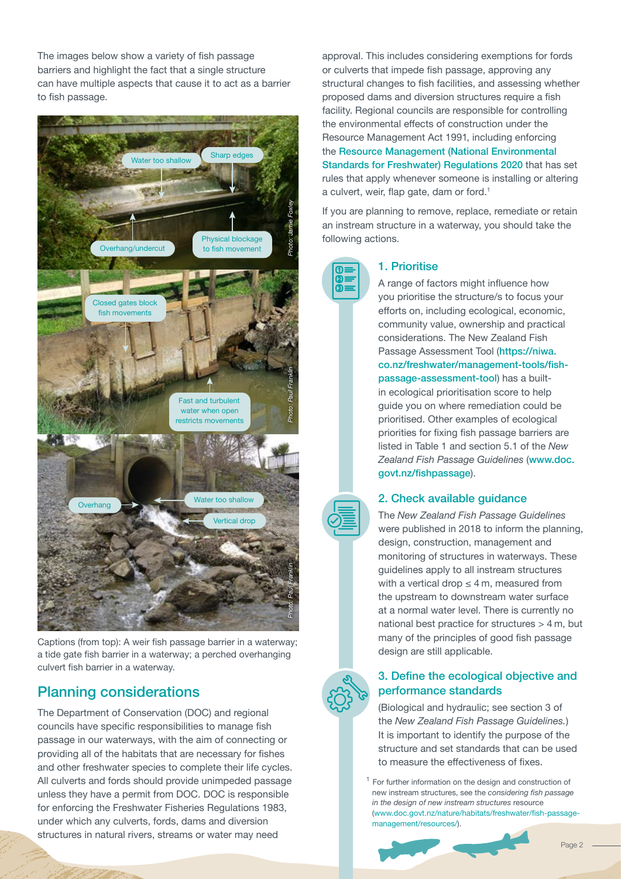The images below show a variety of fish passage barriers and highlight the fact that a single structure can have multiple aspects that cause it to act as a barrier to fish passage.

Water too shallow
Sharp edges
Overhang/undercut
Physical blockage to fish movement
Photo: Jamie Foxley

Closed gates block fish movements
Fast and turbulent water when open restricts movements
Photo: Paul Franklin

Overhang
Water too shallow
Vertical drop
Photo: Paul Franklin

Captions (from top): A weir fish passage barrier in a waterway; a tide gate fish barrier in a waterway; a perched overhanging culvert fish barrier in a waterway.

## Planning considerations

The Department of Conservation (DOC) and regional councils have specific responsibilities to manage fish passage in our waterways, with the aim of connecting or providing all of the habitats that are necessary for fishes and other freshwater species to complete their life cycles. All culverts and fords should provide unimpeded passage unless they have a permit from DOC. DOC is responsible for enforcing the Freshwater Fisheries Regulations 1983, under which any culverts, fords, dams and diversion structures in natural rivers, streams or water may need approval. This includes considering exemptions for fords or culverts that impede fish passage, approving any structural changes to fish facilities, and assessing whether proposed dams and diversion structures require a fish facility. Regional councils are responsible for controlling the environmental effects of construction under the Resource Management Act 1991, including enforcing the Resource Management (National Environmental Standards for Freshwater) Regulations 2020 that has set rules that apply whenever someone is installing or altering a culvert, weir, flap gate, dam or ford.[1]

If you are planning to remove, replace, remediate or retain an instream structure in a waterway, you should take the following actions.

### 1. Prioritise

A range of factors might influence how you prioritise the structure/s to focus your efforts on, including ecological, economic, community value, ownership and practical considerations. The New Zealand Fish Passage Assessment Tool (https://niwa.co.nz/freshwater/management-tools/fish-passage-assessment-tool) has a built-in ecological prioritisation score to help guide you on where remediation could be prioritised. Other examples of ecological priorities for fixing fish passage barriers are listed in Table 1 and section 5.1 of the *New Zealand Fish Passage Guidelines* (www.doc.govt.nz/fishpassage).

### 2. Check available guidance

The *New Zealand Fish Passage Guidelines* were published in 2018 to inform the planning, design, construction, management and monitoring of structures in waterways. These guidelines apply to all instream structures with a vertical drop ≤ 4 m, measured from the upstream to downstream water surface at a normal water level. There is currently no national best practice for structures > 4 m, but many of the principles of good fish passage design are still applicable.

### 3. Define the ecological objective and performance standards

(Biological and hydraulic; see section 3 of the *New Zealand Fish Passage Guidelines*.) It is important to identify the purpose of the structure and set standards that can be used to measure the effectiveness of fixes.

[1] For further information on the design and construction of new instream structures, see the *considering fish passage in the design of new instream structures* resource (www.doc.govt.nz/nature/habitats/freshwater/fish-passage-management/resources/).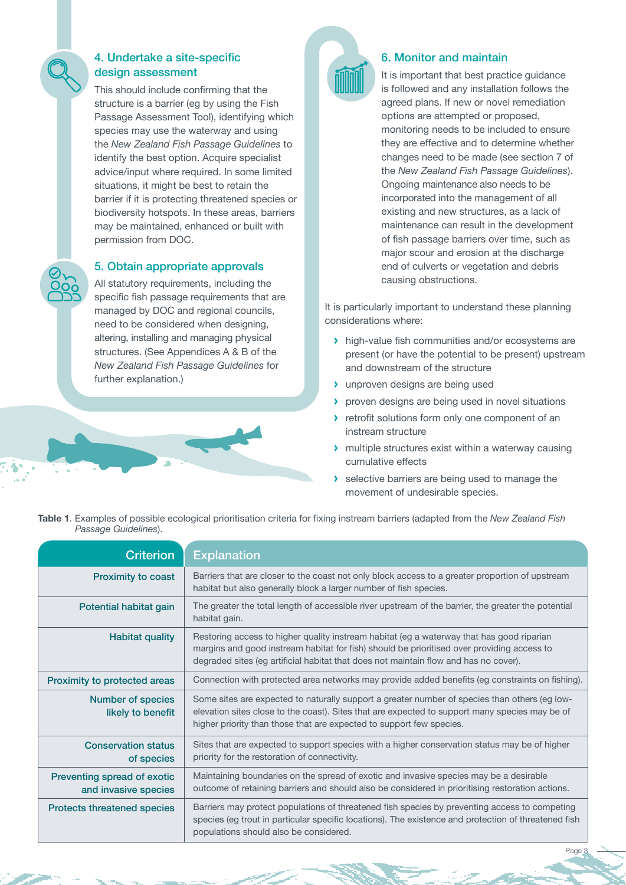### 4. Undertake a site-specific design assessment

This should include confirming that the structure is a barrier (eg by using the Fish Passage Assessment Tool), identifying which species may use the waterway and using the *New Zealand Fish Passage Guidelines* to identify the best option. Acquire specialist advice/input where required. In some limited situations, it might be best to retain the barrier if it is protecting threatened species or biodiversity hotspots. In these areas, barriers may be maintained, enhanced or built with permission from DOC.

### 5. Obtain appropriate approvals

All statutory requirements, including the specific fish passage requirements that are managed by DOC and regional councils, need to be considered when designing, altering, installing and managing physical structures. (See Appendices A & B of the *New Zealand Fish Passage Guidelines* for further explanation.)

### 6. Monitor and maintain

It is important that best practice guidance is followed and any installation follows the agreed plans. If new or novel remediation options are attempted or proposed, monitoring needs to be included to ensure they are effective and to determine whether changes need to be made (see section 7 of the *New Zealand Fish Passage Guidelines*). Ongoing maintenance also needs to be incorporated into the management of all existing and new structures, as a lack of maintenance can result in the development of fish passage barriers over time, such as major scour and erosion at the discharge end of culverts or vegetation and debris causing obstructions.

It is particularly important to understand these planning considerations where:

- high-value fish communities and/or ecosystems are present (or have the potential to be present) upstream and downstream of the structure
- unproven designs are being used
- proven designs are being used in novel situations
- retrofit solutions form only one component of an instream structure
- multiple structures exist within a waterway causing cumulative effects
- selective barriers are being used to manage the movement of undesirable species.

**Table 1**. Examples of possible ecological prioritisation criteria for fixing instream barriers (adapted from the *New Zealand Fish Passage Guidelines*).

| Criterion | Explanation |
|---|---|
| Proximity to coast | Barriers that are closer to the coast not only block access to a greater proportion of upstream habitat but also generally block a larger number of fish species. |
| Potential habitat gain | The greater the total length of accessible river upstream of the barrier, the greater the potential habitat gain. |
| Habitat quality | Restoring access to higher quality instream habitat (eg a waterway that has good riparian margins and good instream habitat for fish) should be prioritised over providing access to degraded sites (eg artificial habitat that does not maintain flow and has no cover). |
| Proximity to protected areas | Connection with protected area networks may provide added benefits (eg constraints on fishing). |
| Number of species likely to benefit | Some sites are expected to naturally support a greater number of species than others (eg low-elevation sites close to the coast). Sites that are expected to support many species may be of higher priority than those that are expected to support few species. |
| Conservation status of species | Sites that are expected to support species with a higher conservation status may be of higher priority for the restoration of connectivity. |
| Preventing spread of exotic and invasive species | Maintaining boundaries on the spread of exotic and invasive species may be a desirable outcome of retaining barriers and should also be considered in prioritising restoration actions. |
| Protects threatened species | Barriers may protect populations of threatened fish species by preventing access to competing species (eg trout in particular specific locations). The existence and protection of threatened fish populations should also be considered. |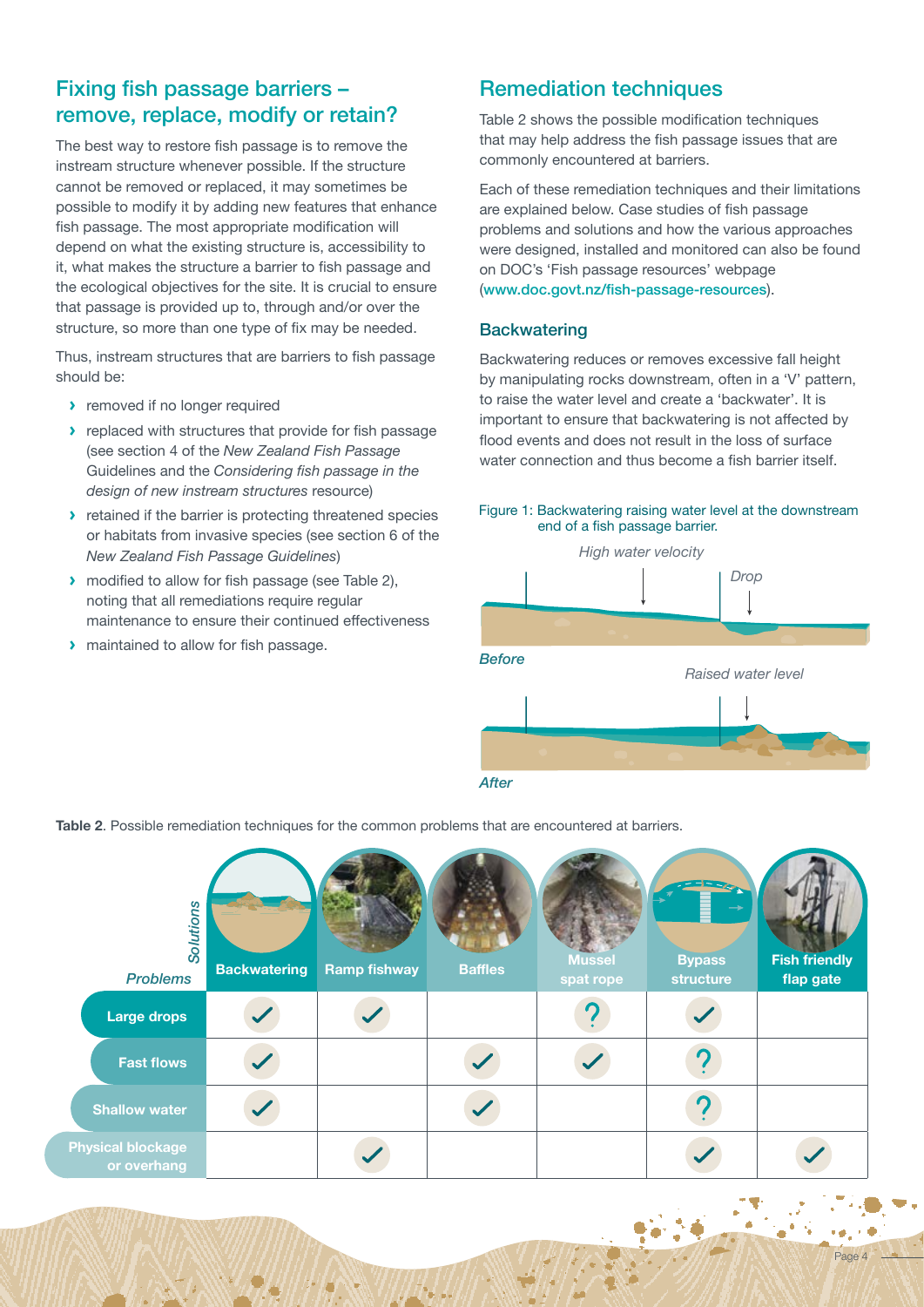## Fixing fish passage barriers – remove, replace, modify or retain?

The best way to restore fish passage is to remove the instream structure whenever possible. If the structure cannot be removed or replaced, it may sometimes be possible to modify it by adding new features that enhance fish passage. The most appropriate modification will depend on what the existing structure is, accessibility to it, what makes the structure a barrier to fish passage and the ecological objectives for the site. It is crucial to ensure that passage is provided up to, through and/or over the structure, so more than one type of fix may be needed.

Thus, instream structures that are barriers to fish passage should be:

- removed if no longer required
- replaced with structures that provide for fish passage (see section 4 of the *New Zealand Fish Passage* Guidelines and the *Considering fish passage in the design of new instream structures* resource)
- retained if the barrier is protecting threatened species or habitats from invasive species (see section 6 of the *New Zealand Fish Passage Guidelines*)
- modified to allow for fish passage (see Table 2), noting that all remediations require regular maintenance to ensure their continued effectiveness
- maintained to allow for fish passage.

## Remediation techniques

Table 2 shows the possible modification techniques that may help address the fish passage issues that are commonly encountered at barriers.

Each of these remediation techniques and their limitations are explained below. Case studies of fish passage problems and solutions and how the various approaches were designed, installed and monitored can also be found on DOC's 'Fish passage resources' webpage (www.doc.govt.nz/fish-passage-resources).

### Backwatering

Backwatering reduces or removes excessive fall height by manipulating rocks downstream, often in a 'V' pattern, to raise the water level and create a 'backwater'. It is important to ensure that backwatering is not affected by flood events and does not result in the loss of surface water connection and thus become a fish barrier itself.

Figure 1: Backwatering raising water level at the downstream end of a fish passage barrier.

High water velocity

Drop

Before

Raised water level

After

**Table 2**. Possible remediation techniques for the common problems that are encountered at barriers.

| Problems \ Solutions | Backwatering | Ramp fishway | Baffles | Mussel spat rope | Bypass structure | Fish friendly flap gate |
|---|---|---|---|---|---|---|
| Large drops | ✓ | ✓ | | ? | ✓ | |
| Fast flows | ✓ | | ✓ | ✓ | ? | |
| Shallow water | ✓ | | ✓ | | ? | |
| Physical blockage or overhang | | ✓ | | | ✓ | ✓ |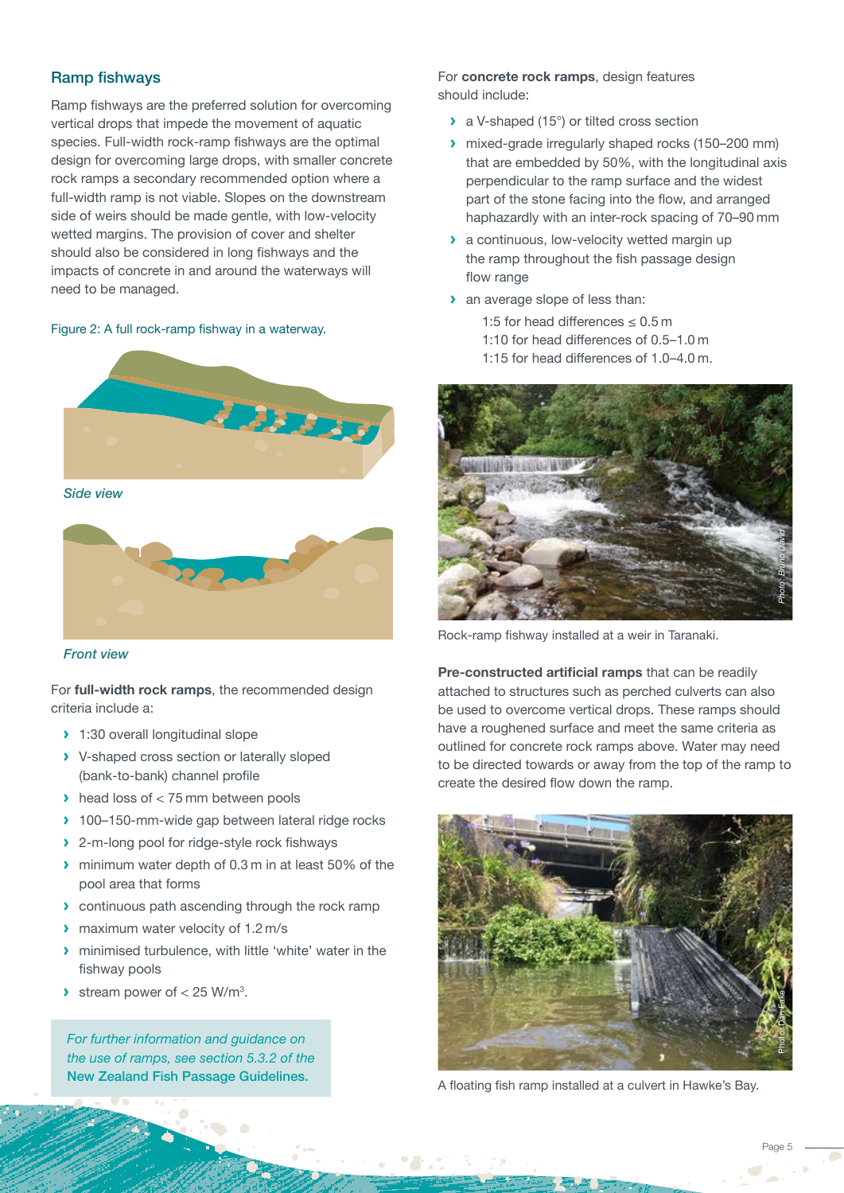## Ramp fishways

Ramp fishways are the preferred solution for overcoming vertical drops that impede the movement of aquatic species. Full-width rock-ramp fishways are the optimal design for overcoming large drops, with smaller concrete rock ramps a secondary recommended option where a full-width ramp is not viable. Slopes on the downstream side of weirs should be made gentle, with low-velocity wetted margins. The provision of cover and shelter should also be considered in long fishways and the impacts of concrete in and around the waterways will need to be managed.

Figure 2: A full rock-ramp fishway in a waterway.

*Side view*

*Front view*

For **full-width rock ramps**, the recommended design criteria include a:

- 1:30 overall longitudinal slope
- V-shaped cross section or laterally sloped (bank-to-bank) channel profile
- head loss of < 75 mm between pools
- 100–150-mm-wide gap between lateral ridge rocks
- 2-m-long pool for ridge-style rock fishways
- minimum water depth of 0.3 m in at least 50% of the pool area that forms
- continuous path ascending through the rock ramp
- maximum water velocity of 1.2 m/s
- minimised turbulence, with little 'white' water in the fishway pools
- stream power of < 25 W/m$^3$.

*For further information and guidance on the use of ramps, see section 5.3.2 of the* New Zealand Fish Passage Guidelines.

For **concrete rock ramps**, design features should include:

- a V-shaped (15°) or tilted cross section
- mixed-grade irregularly shaped rocks (150–200 mm) that are embedded by 50%, with the longitudinal axis perpendicular to the ramp surface and the widest part of the stone facing into the flow, and arranged haphazardly with an inter-rock spacing of 70–90 mm
- a continuous, low-velocity wetted margin up the ramp throughout the fish passage design flow range
- an average slope of less than:
  - 1:5 for head differences ≤ 0.5 m
  - 1:10 for head differences of 0.5–1.0 m
  - 1:15 for head differences of 1.0–4.0 m.

Rock-ramp fishway installed at a weir in Taranaki.

**Pre-constructed artificial ramps** that can be readily attached to structures such as perched culverts can also be used to overcome vertical drops. These ramps should have a roughened surface and meet the same criteria as outlined for concrete rock ramps above. Water may need to be directed towards or away from the top of the ramp to create the desired flow down the ramp.

A floating fish ramp installed at a culvert in Hawke's Bay.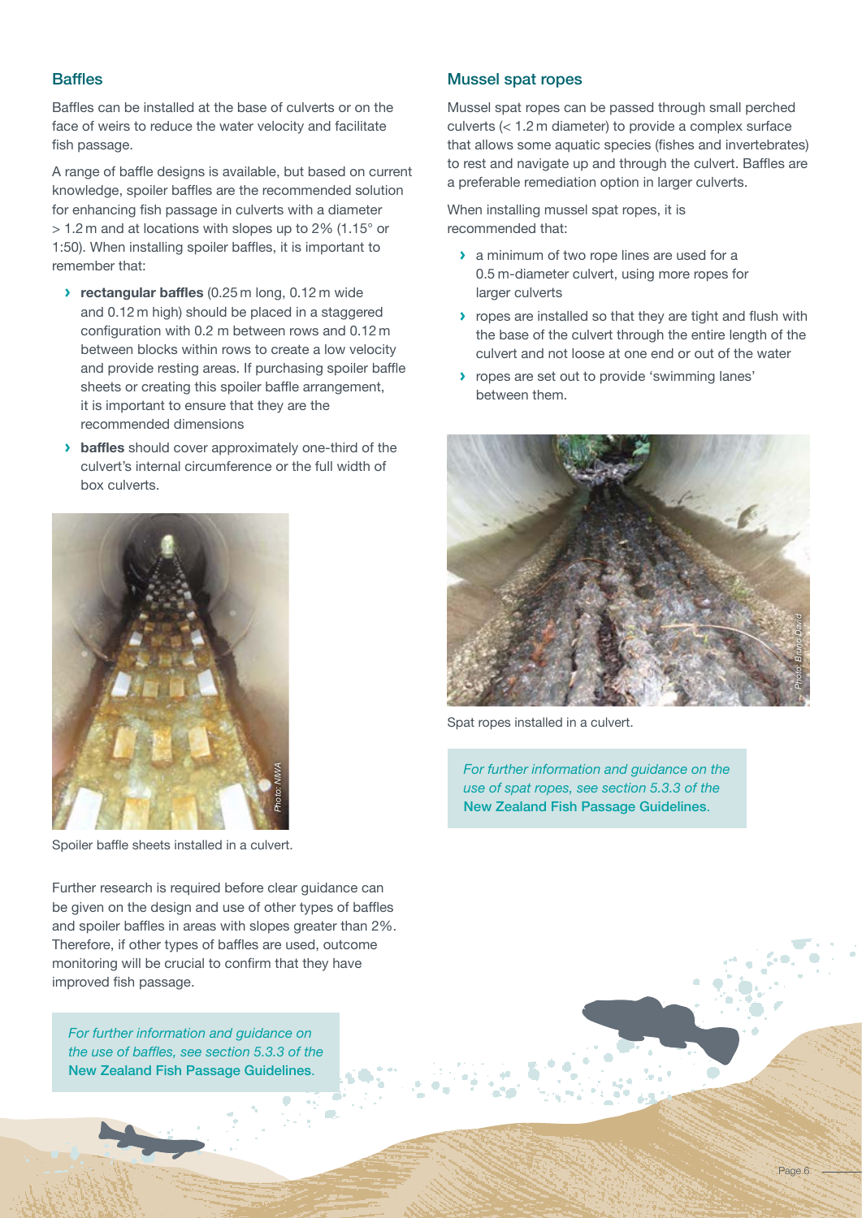## Baffles

Baffles can be installed at the base of culverts or on the face of weirs to reduce the water velocity and facilitate fish passage.

A range of baffle designs is available, but based on current knowledge, spoiler baffles are the recommended solution for enhancing fish passage in culverts with a diameter > 1.2 m and at locations with slopes up to 2% (1.15° or 1:50). When installing spoiler baffles, it is important to remember that:

- **rectangular baffles** (0.25 m long, 0.12 m wide and 0.12 m high) should be placed in a staggered configuration with 0.2 m between rows and 0.12 m between blocks within rows to create a low velocity and provide resting areas. If purchasing spoiler baffle sheets or creating this spoiler baffle arrangement, it is important to ensure that they are the recommended dimensions
- **baffles** should cover approximately one-third of the culvert's internal circumference or the full width of box culverts.

Photo: NIWA

Spoiler baffle sheets installed in a culvert.

Further research is required before clear guidance can be given on the design and use of other types of baffles and spoiler baffles in areas with slopes greater than 2%. Therefore, if other types of baffles are used, outcome monitoring will be crucial to confirm that they have improved fish passage.

*For further information and guidance on the use of baffles, see section 5.3.3 of the* New Zealand Fish Passage Guidelines.

## Mussel spat ropes

Mussel spat ropes can be passed through small perched culverts (< 1.2 m diameter) to provide a complex surface that allows some aquatic species (fishes and invertebrates) to rest and navigate up and through the culvert. Baffles are a preferable remediation option in larger culverts.

When installing mussel spat ropes, it is recommended that:

- a minimum of two rope lines are used for a 0.5 m-diameter culvert, using more ropes for larger culverts
- ropes are installed so that they are tight and flush with the base of the culvert through the entire length of the culvert and not loose at one end or out of the water
- ropes are set out to provide 'swimming lanes' between them.

Photo: Bruno David

Spat ropes installed in a culvert.

*For further information and guidance on the use of spat ropes, see section 5.3.3 of the* New Zealand Fish Passage Guidelines.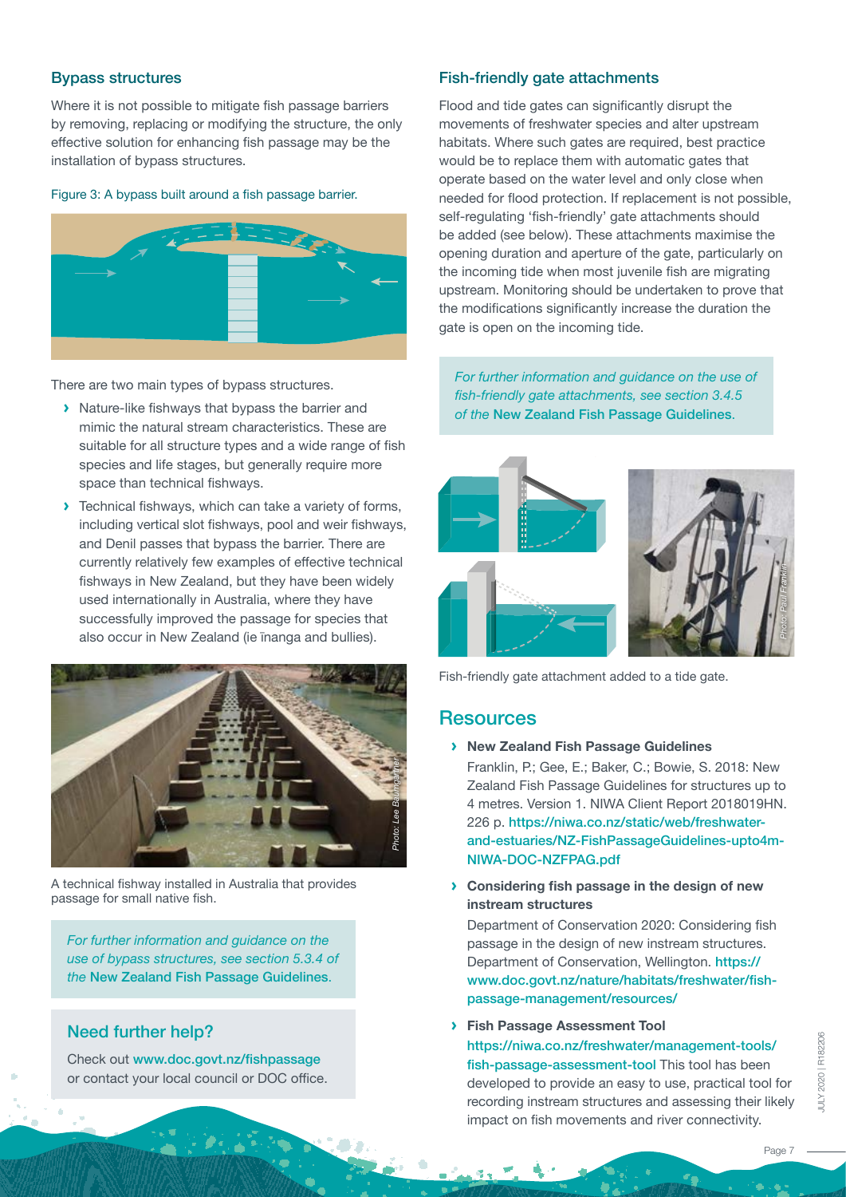## Bypass structures

Where it is not possible to mitigate fish passage barriers by removing, replacing or modifying the structure, the only effective solution for enhancing fish passage may be the installation of bypass structures.

Figure 3: A bypass built around a fish passage barrier.

There are two main types of bypass structures.

- Nature-like fishways that bypass the barrier and mimic the natural stream characteristics. These are suitable for all structure types and a wide range of fish species and life stages, but generally require more space than technical fishways.
- Technical fishways, which can take a variety of forms, including vertical slot fishways, pool and weir fishways, and Denil passes that bypass the barrier. There are currently relatively few examples of effective technical fishways in New Zealand, but they have been widely used internationally in Australia, where they have successfully improved the passage for species that also occur in New Zealand (ie īnanga and bullies).

Photo: Lee Baumgartner

A technical fishway installed in Australia that provides passage for small native fish.

*For further information and guidance on the use of bypass structures, see section 5.3.4 of the* **New Zealand Fish Passage Guidelines**.

### Need further help?

Check out www.doc.govt.nz/fishpassage or contact your local council or DOC office.

## Fish-friendly gate attachments

Flood and tide gates can significantly disrupt the movements of freshwater species and alter upstream habitats. Where such gates are required, best practice would be to replace them with automatic gates that operate based on the water level and only close when needed for flood protection. If replacement is not possible, self-regulating 'fish-friendly' gate attachments should be added (see below). These attachments maximise the opening duration and aperture of the gate, particularly on the incoming tide when most juvenile fish are migrating upstream. Monitoring should be undertaken to prove that the modifications significantly increase the duration the gate is open on the incoming tide.

*For further information and guidance on the use of fish-friendly gate attachments, see section 3.4.5 of the* **New Zealand Fish Passage Guidelines**.

Photo: Paul Franklin

Fish-friendly gate attachment added to a tide gate.

## Resources

- **New Zealand Fish Passage Guidelines**
  Franklin, P.; Gee, E.; Baker, C.; Bowie, S. 2018: New Zealand Fish Passage Guidelines for structures up to 4 metres. Version 1. NIWA Client Report 2018019HN. 226 p. https://niwa.co.nz/static/web/freshwater-and-estuaries/NZ-FishPassageGuidelines-upto4m-NIWA-DOC-NZFPAG.pdf
- **Considering fish passage in the design of new instream structures**
  Department of Conservation 2020: Considering fish passage in the design of new instream structures. Department of Conservation, Wellington. https://www.doc.govt.nz/nature/habitats/freshwater/fish-passage-management/resources/
- **Fish Passage Assessment Tool**
  https://niwa.co.nz/freshwater/management-tools/fish-passage-assessment-tool This tool has been developed to provide an easy to use, practical tool for recording instream structures and assessing their likely impact on fish movements and river connectivity.

JULY 2020 | R182206